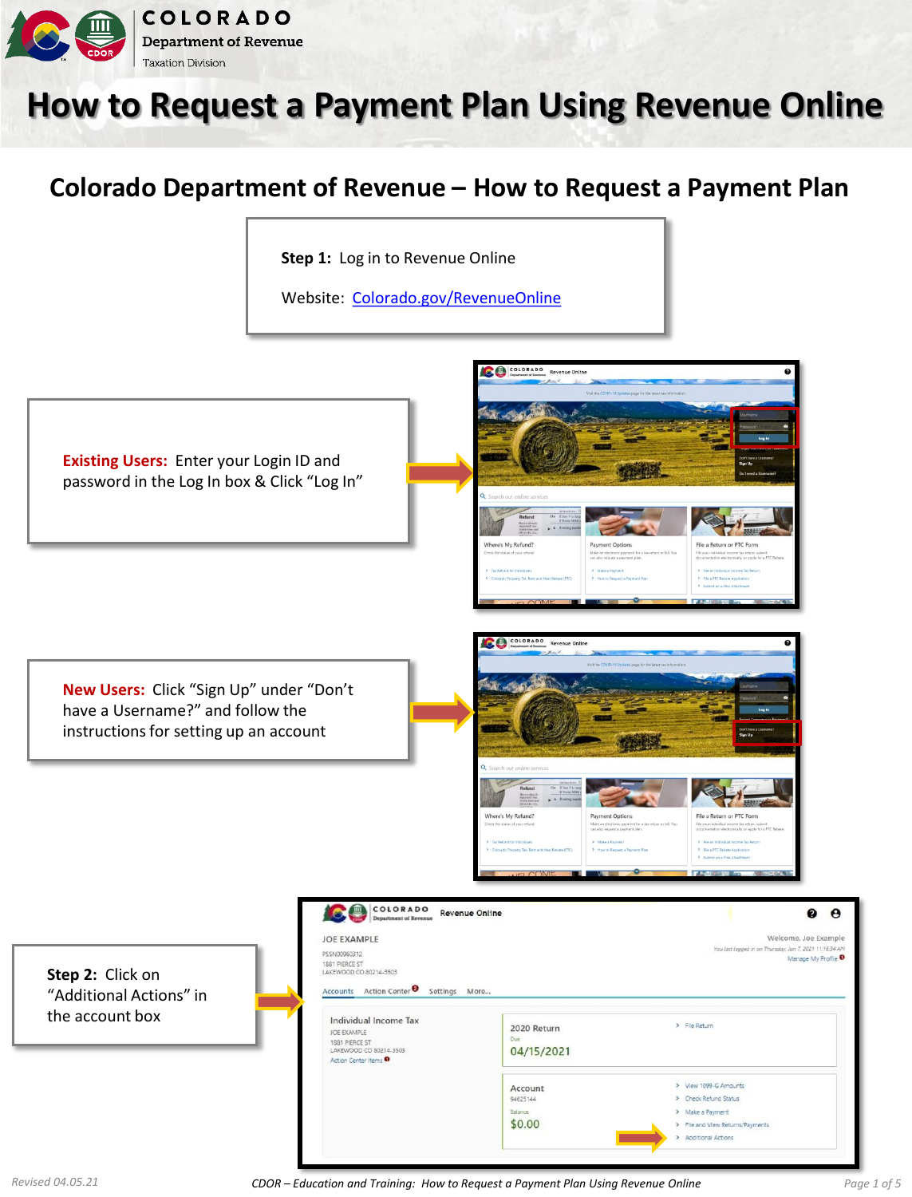# How to Request a Payment Plan Using Revenue Online

## Colorado Department of Revenue – How to Request a Payment Plan

**Step 1:** Log in to Revenue Online

Website: [Colorado.gov/RevenueOnline](Colorado.gov/RevenueOnline)

**Existing Users:** Enter your Login ID and password in the Log In box & Click "Log In"

**New Users:** Click "Sign Up" under "Don't have a Username?" and follow the instructions for setting up an account

**Step 2:** Click on "Additional Actions" in the account box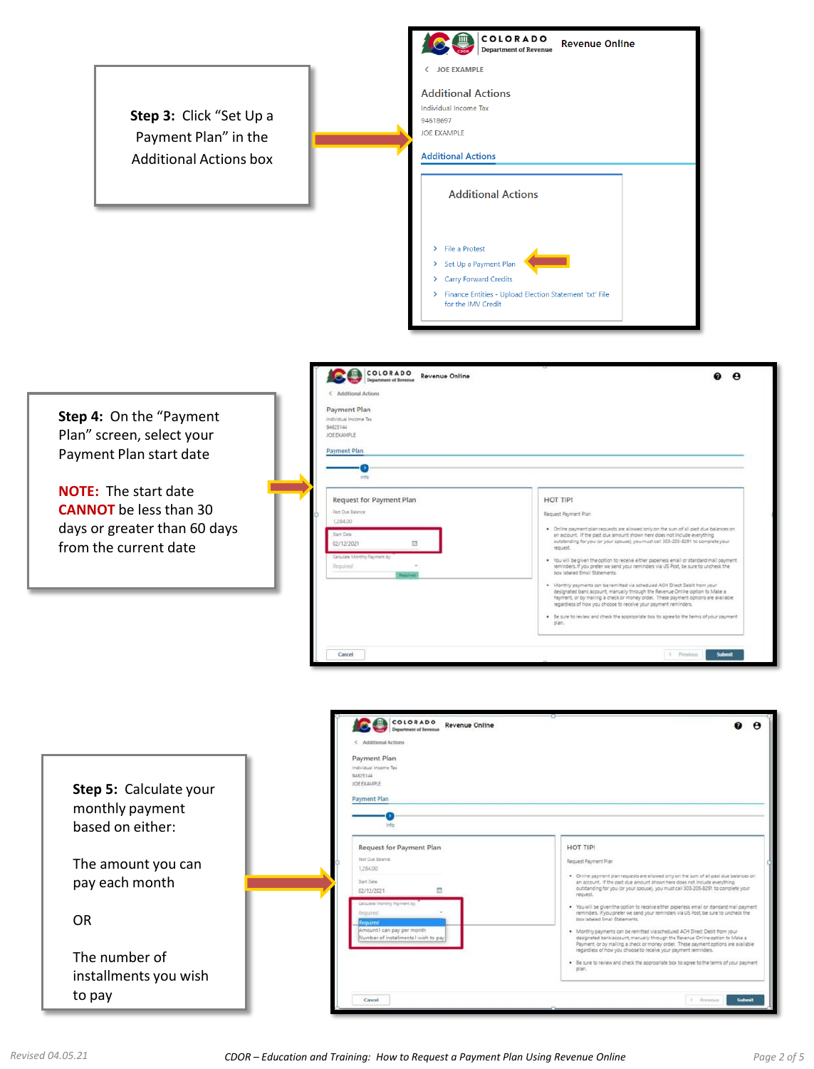**Step 3:** Click "Set Up a Payment Plan" in the Additional Actions box

COLORADO Department of Revenue — Revenue Online

JOE EXAMPLE

Additional Actions

Individual Income Tax

94618697

JOE EXAMPLE

Additional Actions

- File a Protest
- Set Up a Payment Plan
- Carry Forward Credits
- Finance Entities - Upload Election Statement 'txt' File for the IMV Credit

**Step 4:** On the "Payment Plan" screen, select your Payment Plan start date

**NOTE:** The start date **CANNOT** be less than 30 days or greater than 60 days from the current date

COLORADO Department of Revenue — Revenue Online

Additional Actions

Payment Plan

Individual Income Tax

9462514

JOE EXAMPLE

Payment Plan

Info

Request for Payment Plan

Past Due Balance

1,284.00

Start Date

02/12/2021

Calculate Monthly Payment by

Required

HOT TIP!

Request Payment Plan

- Online payment plan requests are allowed only on the sum of all past due balances on an account. If the past due amount shown here does not include everything outstanding for you (or your spouse), you must call 303-205-8291 to complete your request.
- You will be given the option to receive either paperless email or standard mail payment reminders. If you prefer we send your reminders via US Post, be sure to uncheck the box labeled Email Statements.
- Monthly payments can be remitted via scheduled ACH Direct Debit from your designated bank account, manually through the Revenue Online option to Make a Payment, or by mailing a check or money order. These payment options are available regardless of how you choose to receive your payment reminders.
- Be sure to review and check the appropriate box to agree to the terms of your payment plan.

Cancel | Previous | Submit

**Step 5:** Calculate your monthly payment based on either:

The amount you can pay each month

OR

The number of installments you wish to pay

COLORADO Department of Revenue — Revenue Online

Additional Actions

Payment Plan

Individual Income Tax

9462514

JOE EXAMPLE

Payment Plan

Info

Request for Payment Plan

Past Due Balance

1,284.00

Start Date

02/12/2021

Calculate Monthly Payment by

Required

- Required
- Amount I can pay per month
- Number of installments I wish to pay

HOT TIP!

Request Payment Plan

- Online payment plan requests are allowed only on the sum of all past due balances on an account. If the past due amount shown here does not include everything outstanding for you (or your spouse), you must call 303-205-8291 to complete your request.
- You will be given the option to receive either paperless email or standard mail payment reminders. If you prefer we send your reminders via US Post, be sure to uncheck the box labeled Email Statements.
- Monthly payments can be remitted via scheduled ACH Direct Debit from your designated bank account, manually through the Revenue Online option to Make a Payment, or by mailing a check or money order. These payment options are available regardless of how you choose to receive your payment reminders.
- Be sure to review and check the appropriate box to agree to the terms of your payment plan.

Cancel | Previous | Submit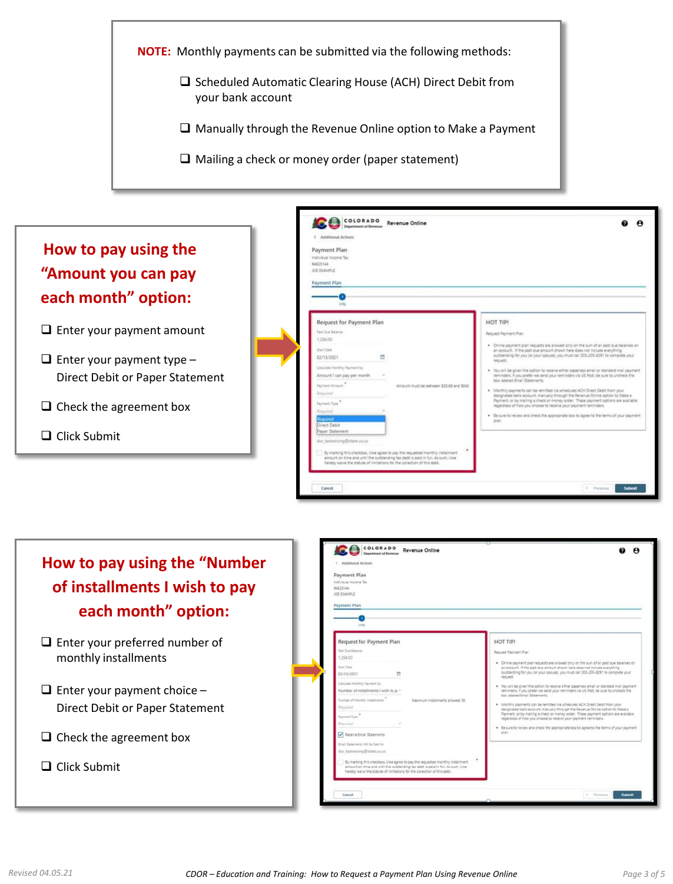**NOTE:** Monthly payments can be submitted via the following methods:

- ❑ Scheduled Automatic Clearing House (ACH) Direct Debit from your bank account
- ❑ Manually through the Revenue Online option to Make a Payment
- ❑ Mailing a check or money order (paper statement)

## How to pay using the "Amount you can pay each month" option:

- ❑ Enter your payment amount
- ❑ Enter your payment type – Direct Debit or Paper Statement
- ❑ Check the agreement box
- ❑ Click Submit

## How to pay using the "Number of installments I wish to pay each month" option:

- ❑ Enter your preferred number of monthly installments
- ❑ Enter your payment choice – Direct Debit or Paper Statement
- ❑ Check the agreement box
- ❑ Click Submit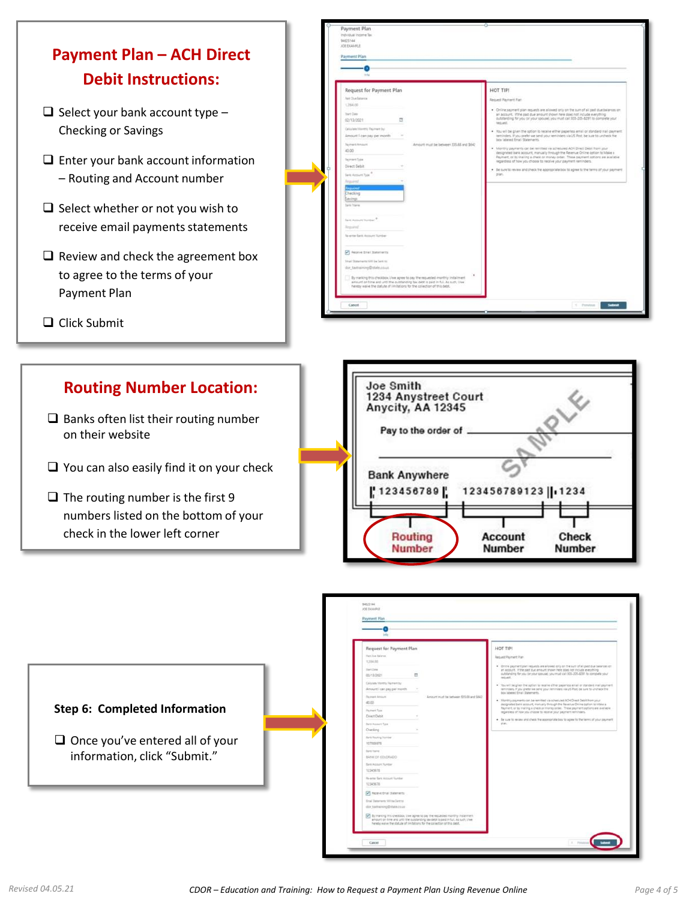## Payment Plan – ACH Direct Debit Instructions:

- ❑ Select your bank account type – Checking or Savings
- ❑ Enter your bank account information – Routing and Account number
- ❑ Select whether or not you wish to receive email payments statements
- ❑ Review and check the agreement box to agree to the terms of your Payment Plan
- ❑ Click Submit

## Routing Number Location:

- ❑ Banks often list their routing number on their website
- ❑ You can also easily find it on your check
- ❑ The routing number is the first 9 numbers listed on the bottom of your check in the lower left corner

**Step 6: Completed Information**

- ❑ Once you've entered all of your information, click "Submit."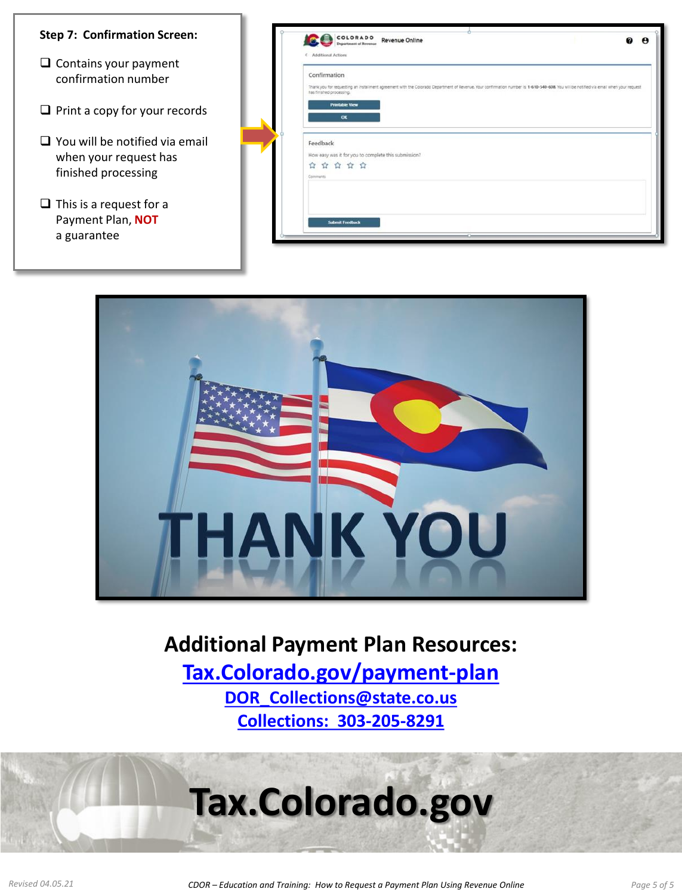**Step 7: Confirmation Screen:**

- ❑ Contains your payment confirmation number
- ❑ Print a copy for your records
- ❑ You will be notified via email when your request has finished processing
- ❑ This is a request for a Payment Plan, **NOT** a guarantee

## Additional Payment Plan Resources:

**Tax.Colorado.gov/payment-plan**

**DOR_Collections@state.co.us**

**Collections: 303-205-8291**

# Tax.Colorado.gov

*Revised 04.05.21*

*CDOR – Education and Training: How to Request a Payment Plan Using Revenue Online*